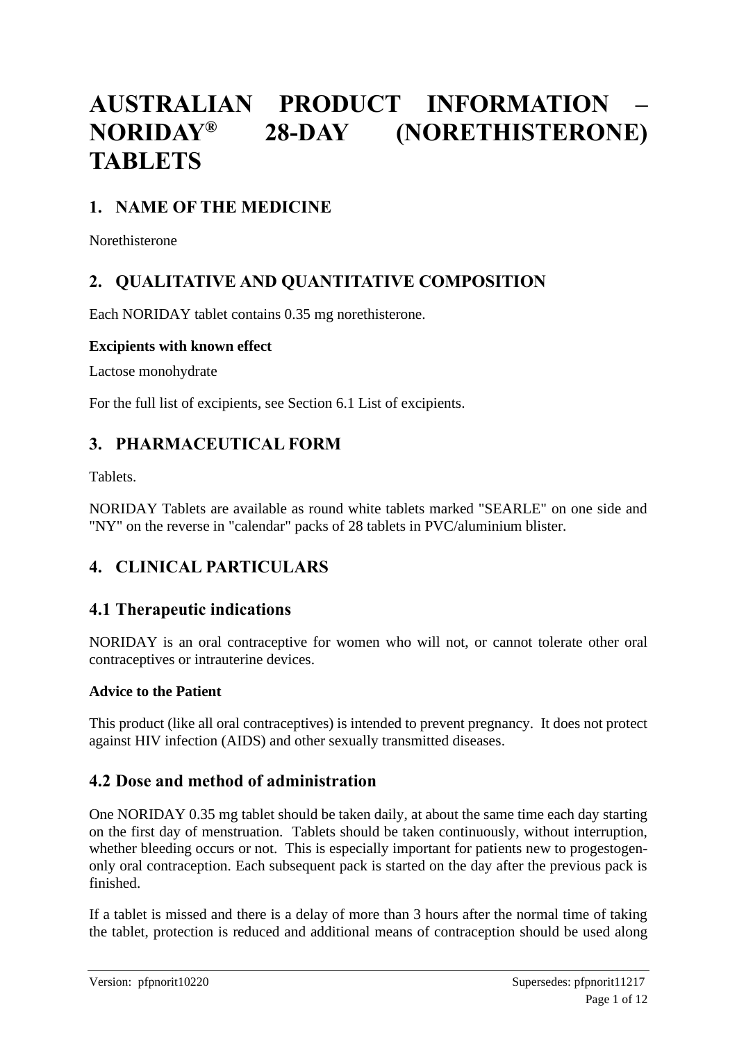# AUSTRALIAN PRODUCT INFORMATION – NORIDAY® 28-DAY (NORETHISTERONE) TABLETS

## 1. NAME OF THE MEDICINE

Norethisterone

## 2. QUALITATIVE AND QUANTITATIVE COMPOSITION

Each NORIDAY tablet contains 0.35 mg norethisterone.

**Excipients with known effect**

Lactose monohydrate

For the full list of excipients, see Section 6.1 List of excipients.

## 3. PHARMACEUTICAL FORM

Tablets.

NORIDAY Tablets are available as round white tablets marked "SEARLE" on one side and "NY" on the reverse in "calendar" packs of 28 tablets in PVC/aluminium blister.

## 4. CLINICAL PARTICULARS

### 4.1 Therapeutic indications

NORIDAY is an oral contraceptive for women who will not, or cannot tolerate other oral contraceptives or intrauterine devices.

**Advice to the Patient**

This product (like all oral contraceptives) is intended to prevent pregnancy. It does not protect against HIV infection (AIDS) and other sexually transmitted diseases.

### 4.2 Dose and method of administration

One NORIDAY 0.35 mg tablet should be taken daily, at about the same time each day starting on the first day of menstruation. Tablets should be taken continuously, without interruption, whether bleeding occurs or not. This is especially important for patients new to progestogen-only oral contraception. Each subsequent pack is started on the day after the previous pack is finished.

If a tablet is missed and there is a delay of more than 3 hours after the normal time of taking the tablet, protection is reduced and additional means of contraception should be used along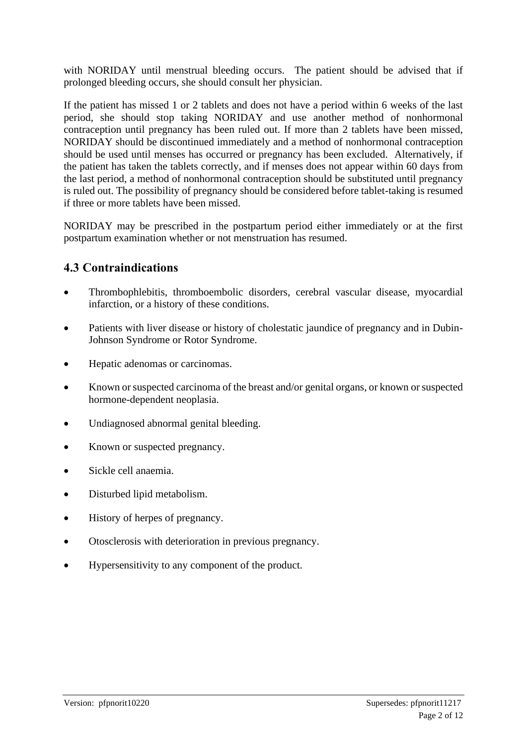with NORIDAY until menstrual bleeding occurs. The patient should be advised that if prolonged bleeding occurs, she should consult her physician.

If the patient has missed 1 or 2 tablets and does not have a period within 6 weeks of the last period, she should stop taking NORIDAY and use another method of nonhormonal contraception until pregnancy has been ruled out. If more than 2 tablets have been missed, NORIDAY should be discontinued immediately and a method of nonhormonal contraception should be used until menses has occurred or pregnancy has been excluded. Alternatively, if the patient has taken the tablets correctly, and if menses does not appear within 60 days from the last period, a method of nonhormonal contraception should be substituted until pregnancy is ruled out. The possibility of pregnancy should be considered before tablet-taking is resumed if three or more tablets have been missed.

NORIDAY may be prescribed in the postpartum period either immediately or at the first postpartum examination whether or not menstruation has resumed.

## 4.3 Contraindications

- Thrombophlebitis, thromboembolic disorders, cerebral vascular disease, myocardial infarction, or a history of these conditions.
- Patients with liver disease or history of cholestatic jaundice of pregnancy and in Dubin-Johnson Syndrome or Rotor Syndrome.
- Hepatic adenomas or carcinomas.
- Known or suspected carcinoma of the breast and/or genital organs, or known or suspected hormone-dependent neoplasia.
- Undiagnosed abnormal genital bleeding.
- Known or suspected pregnancy.
- Sickle cell anaemia.
- Disturbed lipid metabolism.
- History of herpes of pregnancy.
- Otosclerosis with deterioration in previous pregnancy.
- Hypersensitivity to any component of the product.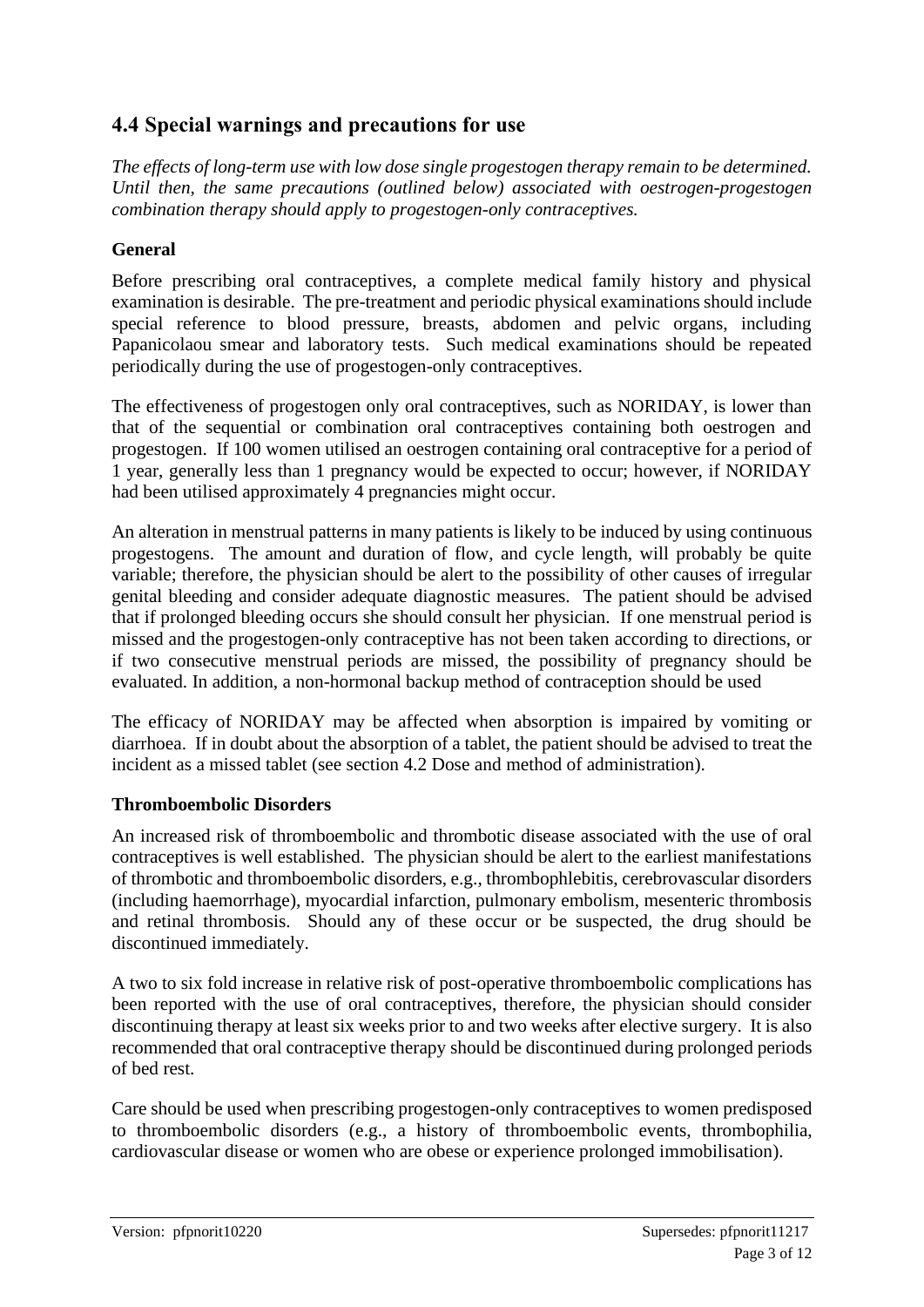## 4.4 Special warnings and precautions for use

*The effects of long-term use with low dose single progestogen therapy remain to be determined. Until then, the same precautions (outlined below) associated with oestrogen-progestogen combination therapy should apply to progestogen-only contraceptives.*

### General

Before prescribing oral contraceptives, a complete medical family history and physical examination is desirable. The pre-treatment and periodic physical examinations should include special reference to blood pressure, breasts, abdomen and pelvic organs, including Papanicolaou smear and laboratory tests. Such medical examinations should be repeated periodically during the use of progestogen-only contraceptives.

The effectiveness of progestogen only oral contraceptives, such as NORIDAY, is lower than that of the sequential or combination oral contraceptives containing both oestrogen and progestogen. If 100 women utilised an oestrogen containing oral contraceptive for a period of 1 year, generally less than 1 pregnancy would be expected to occur; however, if NORIDAY had been utilised approximately 4 pregnancies might occur.

An alteration in menstrual patterns in many patients is likely to be induced by using continuous progestogens. The amount and duration of flow, and cycle length, will probably be quite variable; therefore, the physician should be alert to the possibility of other causes of irregular genital bleeding and consider adequate diagnostic measures. The patient should be advised that if prolonged bleeding occurs she should consult her physician. If one menstrual period is missed and the progestogen-only contraceptive has not been taken according to directions, or if two consecutive menstrual periods are missed, the possibility of pregnancy should be evaluated. In addition, a non-hormonal backup method of contraception should be used

The efficacy of NORIDAY may be affected when absorption is impaired by vomiting or diarrhoea. If in doubt about the absorption of a tablet, the patient should be advised to treat the incident as a missed tablet (see section 4.2 Dose and method of administration).

### Thromboembolic Disorders

An increased risk of thromboembolic and thrombotic disease associated with the use of oral contraceptives is well established. The physician should be alert to the earliest manifestations of thrombotic and thromboembolic disorders, e.g., thrombophlebitis, cerebrovascular disorders (including haemorrhage), myocardial infarction, pulmonary embolism, mesenteric thrombosis and retinal thrombosis. Should any of these occur or be suspected, the drug should be discontinued immediately.

A two to six fold increase in relative risk of post-operative thromboembolic complications has been reported with the use of oral contraceptives, therefore, the physician should consider discontinuing therapy at least six weeks prior to and two weeks after elective surgery. It is also recommended that oral contraceptive therapy should be discontinued during prolonged periods of bed rest.

Care should be used when prescribing progestogen-only contraceptives to women predisposed to thromboembolic disorders (e.g., a history of thromboembolic events, thrombophilia, cardiovascular disease or women who are obese or experience prolonged immobilisation).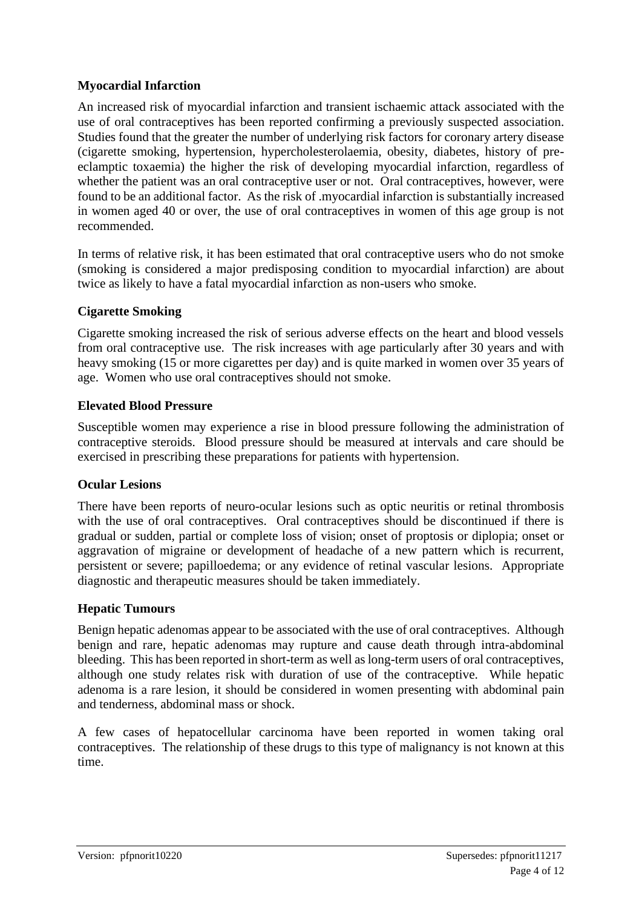### Myocardial Infarction

An increased risk of myocardial infarction and transient ischaemic attack associated with the use of oral contraceptives has been reported confirming a previously suspected association. Studies found that the greater the number of underlying risk factors for coronary artery disease (cigarette smoking, hypertension, hypercholesterolaemia, obesity, diabetes, history of pre-eclamptic toxaemia) the higher the risk of developing myocardial infarction, regardless of whether the patient was an oral contraceptive user or not. Oral contraceptives, however, were found to be an additional factor. As the risk of .myocardial infarction is substantially increased in women aged 40 or over, the use of oral contraceptives in women of this age group is not recommended.

In terms of relative risk, it has been estimated that oral contraceptive users who do not smoke (smoking is considered a major predisposing condition to myocardial infarction) are about twice as likely to have a fatal myocardial infarction as non-users who smoke.

### Cigarette Smoking

Cigarette smoking increased the risk of serious adverse effects on the heart and blood vessels from oral contraceptive use. The risk increases with age particularly after 30 years and with heavy smoking (15 or more cigarettes per day) and is quite marked in women over 35 years of age. Women who use oral contraceptives should not smoke.

### Elevated Blood Pressure

Susceptible women may experience a rise in blood pressure following the administration of contraceptive steroids. Blood pressure should be measured at intervals and care should be exercised in prescribing these preparations for patients with hypertension.

### Ocular Lesions

There have been reports of neuro-ocular lesions such as optic neuritis or retinal thrombosis with the use of oral contraceptives. Oral contraceptives should be discontinued if there is gradual or sudden, partial or complete loss of vision; onset of proptosis or diplopia; onset or aggravation of migraine or development of headache of a new pattern which is recurrent, persistent or severe; papilloedema; or any evidence of retinal vascular lesions. Appropriate diagnostic and therapeutic measures should be taken immediately.

### Hepatic Tumours

Benign hepatic adenomas appear to be associated with the use of oral contraceptives. Although benign and rare, hepatic adenomas may rupture and cause death through intra-abdominal bleeding. This has been reported in short-term as well as long-term users of oral contraceptives, although one study relates risk with duration of use of the contraceptive. While hepatic adenoma is a rare lesion, it should be considered in women presenting with abdominal pain and tenderness, abdominal mass or shock.

A few cases of hepatocellular carcinoma have been reported in women taking oral contraceptives. The relationship of these drugs to this type of malignancy is not known at this time.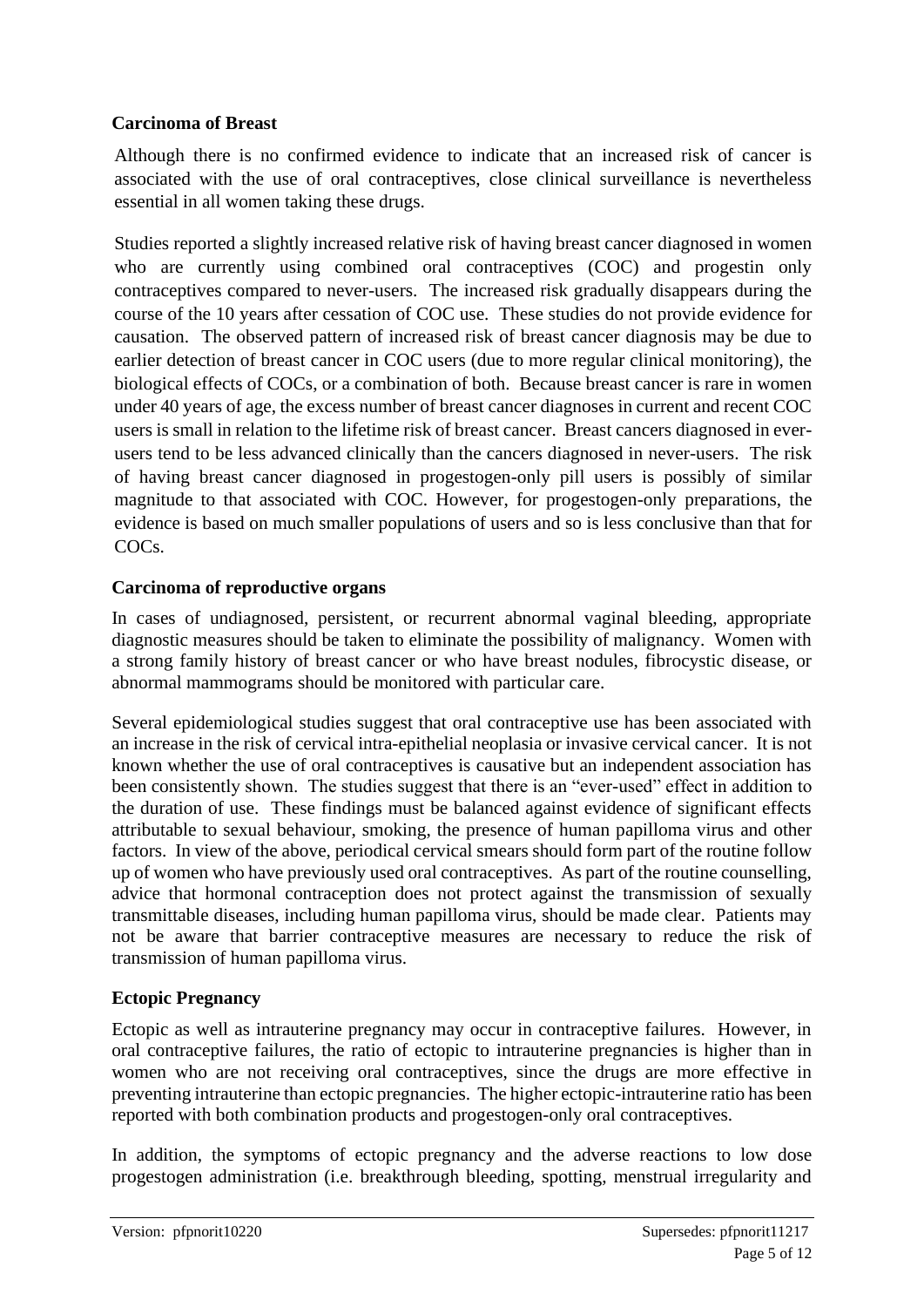### Carcinoma of Breast

Although there is no confirmed evidence to indicate that an increased risk of cancer is associated with the use of oral contraceptives, close clinical surveillance is nevertheless essential in all women taking these drugs.

Studies reported a slightly increased relative risk of having breast cancer diagnosed in women who are currently using combined oral contraceptives (COC) and progestin only contraceptives compared to never-users. The increased risk gradually disappears during the course of the 10 years after cessation of COC use. These studies do not provide evidence for causation. The observed pattern of increased risk of breast cancer diagnosis may be due to earlier detection of breast cancer in COC users (due to more regular clinical monitoring), the biological effects of COCs, or a combination of both. Because breast cancer is rare in women under 40 years of age, the excess number of breast cancer diagnoses in current and recent COC users is small in relation to the lifetime risk of breast cancer. Breast cancers diagnosed in ever-users tend to be less advanced clinically than the cancers diagnosed in never-users. The risk of having breast cancer diagnosed in progestogen-only pill users is possibly of similar magnitude to that associated with COC. However, for progestogen-only preparations, the evidence is based on much smaller populations of users and so is less conclusive than that for COCs.

### Carcinoma of reproductive organs

In cases of undiagnosed, persistent, or recurrent abnormal vaginal bleeding, appropriate diagnostic measures should be taken to eliminate the possibility of malignancy. Women with a strong family history of breast cancer or who have breast nodules, fibrocystic disease, or abnormal mammograms should be monitored with particular care.

Several epidemiological studies suggest that oral contraceptive use has been associated with an increase in the risk of cervical intra-epithelial neoplasia or invasive cervical cancer. It is not known whether the use of oral contraceptives is causative but an independent association has been consistently shown. The studies suggest that there is an "ever-used" effect in addition to the duration of use. These findings must be balanced against evidence of significant effects attributable to sexual behaviour, smoking, the presence of human papilloma virus and other factors. In view of the above, periodical cervical smears should form part of the routine follow up of women who have previously used oral contraceptives. As part of the routine counselling, advice that hormonal contraception does not protect against the transmission of sexually transmittable diseases, including human papilloma virus, should be made clear. Patients may not be aware that barrier contraceptive measures are necessary to reduce the risk of transmission of human papilloma virus.

### Ectopic Pregnancy

Ectopic as well as intrauterine pregnancy may occur in contraceptive failures. However, in oral contraceptive failures, the ratio of ectopic to intrauterine pregnancies is higher than in women who are not receiving oral contraceptives, since the drugs are more effective in preventing intrauterine than ectopic pregnancies. The higher ectopic-intrauterine ratio has been reported with both combination products and progestogen-only oral contraceptives.

In addition, the symptoms of ectopic pregnancy and the adverse reactions to low dose progestogen administration (i.e. breakthrough bleeding, spotting, menstrual irregularity and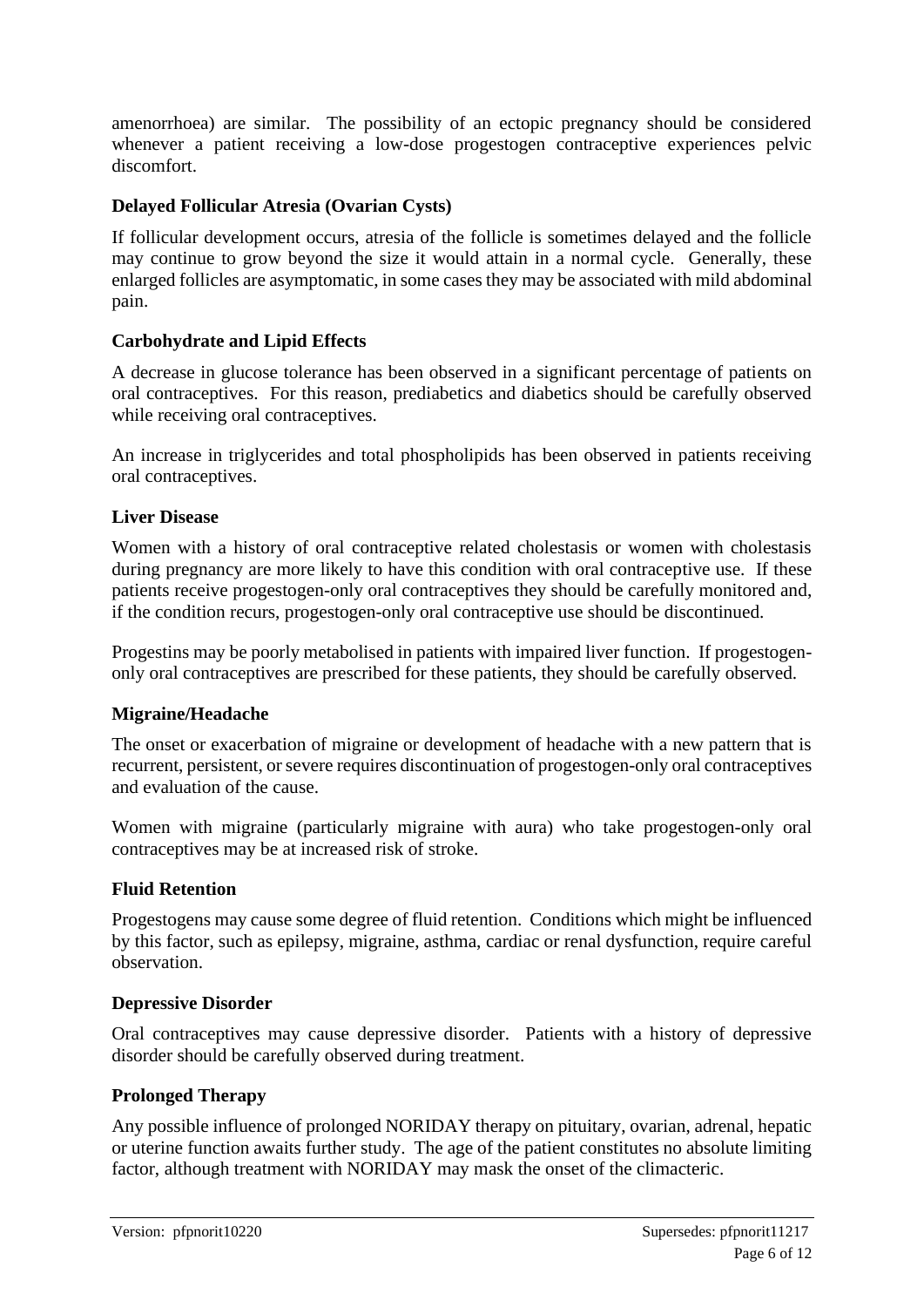amenorrhoea) are similar. The possibility of an ectopic pregnancy should be considered whenever a patient receiving a low-dose progestogen contraceptive experiences pelvic discomfort.

### Delayed Follicular Atresia (Ovarian Cysts)

If follicular development occurs, atresia of the follicle is sometimes delayed and the follicle may continue to grow beyond the size it would attain in a normal cycle. Generally, these enlarged follicles are asymptomatic, in some cases they may be associated with mild abdominal pain.

### Carbohydrate and Lipid Effects

A decrease in glucose tolerance has been observed in a significant percentage of patients on oral contraceptives. For this reason, prediabetics and diabetics should be carefully observed while receiving oral contraceptives.

An increase in triglycerides and total phospholipids has been observed in patients receiving oral contraceptives.

### Liver Disease

Women with a history of oral contraceptive related cholestasis or women with cholestasis during pregnancy are more likely to have this condition with oral contraceptive use. If these patients receive progestogen-only oral contraceptives they should be carefully monitored and, if the condition recurs, progestogen-only oral contraceptive use should be discontinued.

Progestins may be poorly metabolised in patients with impaired liver function. If progestogen-only oral contraceptives are prescribed for these patients, they should be carefully observed.

### Migraine/Headache

The onset or exacerbation of migraine or development of headache with a new pattern that is recurrent, persistent, or severe requires discontinuation of progestogen-only oral contraceptives and evaluation of the cause.

Women with migraine (particularly migraine with aura) who take progestogen-only oral contraceptives may be at increased risk of stroke.

### Fluid Retention

Progestogens may cause some degree of fluid retention. Conditions which might be influenced by this factor, such as epilepsy, migraine, asthma, cardiac or renal dysfunction, require careful observation.

### Depressive Disorder

Oral contraceptives may cause depressive disorder. Patients with a history of depressive disorder should be carefully observed during treatment.

### Prolonged Therapy

Any possible influence of prolonged NORIDAY therapy on pituitary, ovarian, adrenal, hepatic or uterine function awaits further study. The age of the patient constitutes no absolute limiting factor, although treatment with NORIDAY may mask the onset of the climacteric.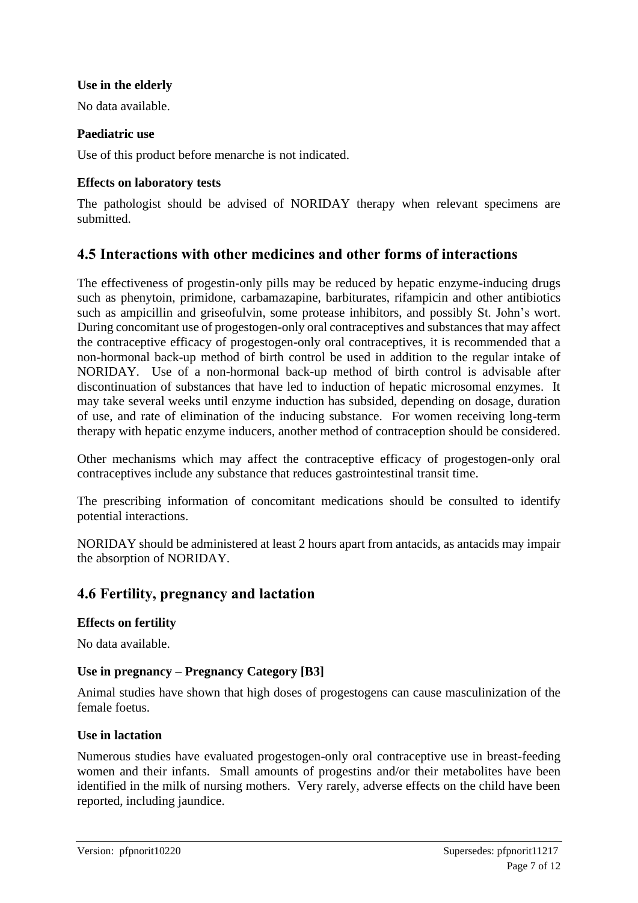**Use in the elderly**

No data available.

**Paediatric use**

Use of this product before menarche is not indicated.

**Effects on laboratory tests**

The pathologist should be advised of NORIDAY therapy when relevant specimens are submitted.

## 4.5 Interactions with other medicines and other forms of interactions

The effectiveness of progestin-only pills may be reduced by hepatic enzyme-inducing drugs such as phenytoin, primidone, carbamazapine, barbiturates, rifampicin and other antibiotics such as ampicillin and griseofulvin, some protease inhibitors, and possibly St. John's wort. During concomitant use of progestogen-only oral contraceptives and substances that may affect the contraceptive efficacy of progestogen-only oral contraceptives, it is recommended that a non-hormonal back-up method of birth control be used in addition to the regular intake of NORIDAY. Use of a non-hormonal back-up method of birth control is advisable after discontinuation of substances that have led to induction of hepatic microsomal enzymes. It may take several weeks until enzyme induction has subsided, depending on dosage, duration of use, and rate of elimination of the inducing substance. For women receiving long-term therapy with hepatic enzyme inducers, another method of contraception should be considered.

Other mechanisms which may affect the contraceptive efficacy of progestogen-only oral contraceptives include any substance that reduces gastrointestinal transit time.

The prescribing information of concomitant medications should be consulted to identify potential interactions.

NORIDAY should be administered at least 2 hours apart from antacids, as antacids may impair the absorption of NORIDAY.

## 4.6 Fertility, pregnancy and lactation

**Effects on fertility**

No data available.

**Use in pregnancy – Pregnancy Category [B3]**

Animal studies have shown that high doses of progestogens can cause masculinization of the female foetus.

**Use in lactation**

Numerous studies have evaluated progestogen-only oral contraceptive use in breast-feeding women and their infants. Small amounts of progestins and/or their metabolites have been identified in the milk of nursing mothers. Very rarely, adverse effects on the child have been reported, including jaundice.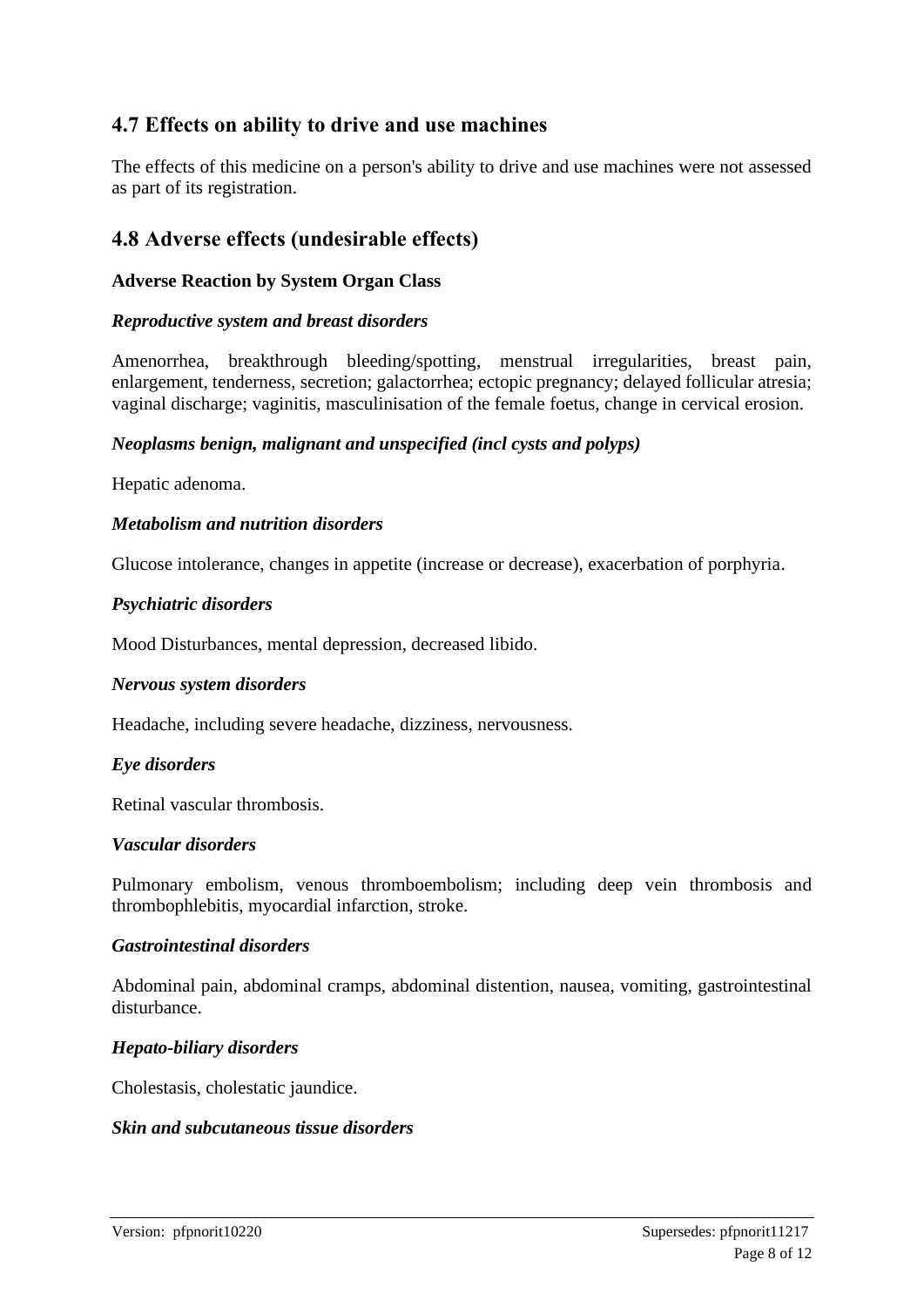## 4.7 Effects on ability to drive and use machines

The effects of this medicine on a person's ability to drive and use machines were not assessed as part of its registration.

## 4.8 Adverse effects (undesirable effects)

**Adverse Reaction by System Organ Class**

***Reproductive system and breast disorders***

Amenorrhea, breakthrough bleeding/spotting, menstrual irregularities, breast pain, enlargement, tenderness, secretion; galactorrhea; ectopic pregnancy; delayed follicular atresia; vaginal discharge; vaginitis, masculinisation of the female foetus, change in cervical erosion.

***Neoplasms benign, malignant and unspecified (incl cysts and polyps)***

Hepatic adenoma.

***Metabolism and nutrition disorders***

Glucose intolerance, changes in appetite (increase or decrease), exacerbation of porphyria.

***Psychiatric disorders***

Mood Disturbances, mental depression, decreased libido.

***Nervous system disorders***

Headache, including severe headache, dizziness, nervousness.

***Eye disorders***

Retinal vascular thrombosis.

***Vascular disorders***

Pulmonary embolism, venous thromboembolism; including deep vein thrombosis and thrombophlebitis, myocardial infarction, stroke.

***Gastrointestinal disorders***

Abdominal pain, abdominal cramps, abdominal distention, nausea, vomiting, gastrointestinal disturbance.

***Hepato-biliary disorders***

Cholestasis, cholestatic jaundice.

***Skin and subcutaneous tissue disorders***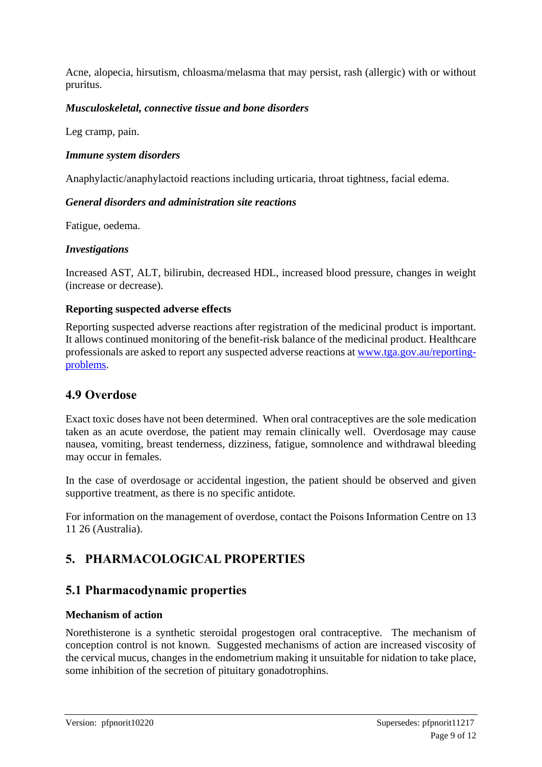Acne, alopecia, hirsutism, chloasma/melasma that may persist, rash (allergic) with or without pruritus.

***Musculoskeletal, connective tissue and bone disorders***

Leg cramp, pain.

***Immune system disorders***

Anaphylactic/anaphylactoid reactions including urticaria, throat tightness, facial edema.

***General disorders and administration site reactions***

Fatigue, oedema.

***Investigations***

Increased AST, ALT, bilirubin, decreased HDL, increased blood pressure, changes in weight (increase or decrease).

**Reporting suspected adverse effects**

Reporting suspected adverse reactions after registration of the medicinal product is important. It allows continued monitoring of the benefit-risk balance of the medicinal product. Healthcare professionals are asked to report any suspected adverse reactions at [www.tga.gov.au/reporting-problems](http://www.tga.gov.au/reporting-problems).

## 4.9 Overdose

Exact toxic doses have not been determined. When oral contraceptives are the sole medication taken as an acute overdose, the patient may remain clinically well. Overdosage may cause nausea, vomiting, breast tenderness, dizziness, fatigue, somnolence and withdrawal bleeding may occur in females.

In the case of overdosage or accidental ingestion, the patient should be observed and given supportive treatment, as there is no specific antidote.

For information on the management of overdose, contact the Poisons Information Centre on 13 11 26 (Australia).

# 5. PHARMACOLOGICAL PROPERTIES

## 5.1 Pharmacodynamic properties

**Mechanism of action**

Norethisterone is a synthetic steroidal progestogen oral contraceptive. The mechanism of conception control is not known. Suggested mechanisms of action are increased viscosity of the cervical mucus, changes in the endometrium making it unsuitable for nidation to take place, some inhibition of the secretion of pituitary gonadotrophins.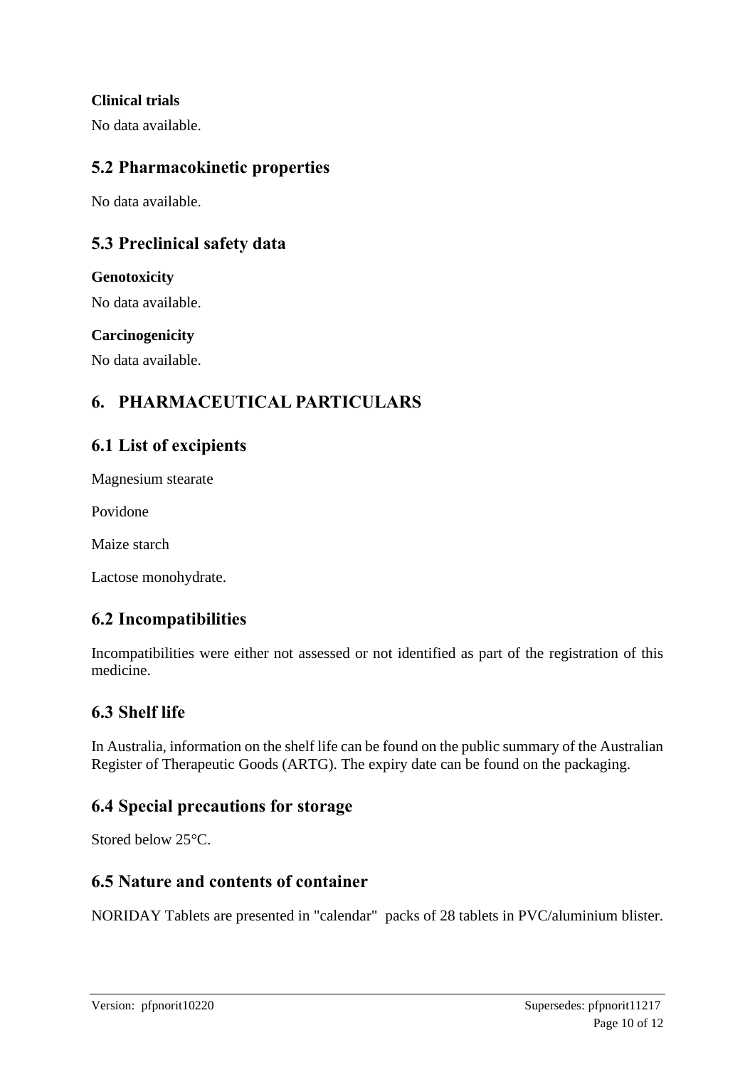**Clinical trials**

No data available.

## 5.2 Pharmacokinetic properties

No data available.

## 5.3 Preclinical safety data

**Genotoxicity**

No data available.

**Carcinogenicity**

No data available.

# 6. PHARMACEUTICAL PARTICULARS

## 6.1 List of excipients

Magnesium stearate

Povidone

Maize starch

Lactose monohydrate.

## 6.2 Incompatibilities

Incompatibilities were either not assessed or not identified as part of the registration of this medicine.

## 6.3 Shelf life

In Australia, information on the shelf life can be found on the public summary of the Australian Register of Therapeutic Goods (ARTG). The expiry date can be found on the packaging.

## 6.4 Special precautions for storage

Stored below 25°C.

## 6.5 Nature and contents of container

NORIDAY Tablets are presented in "calendar" packs of 28 tablets in PVC/aluminium blister.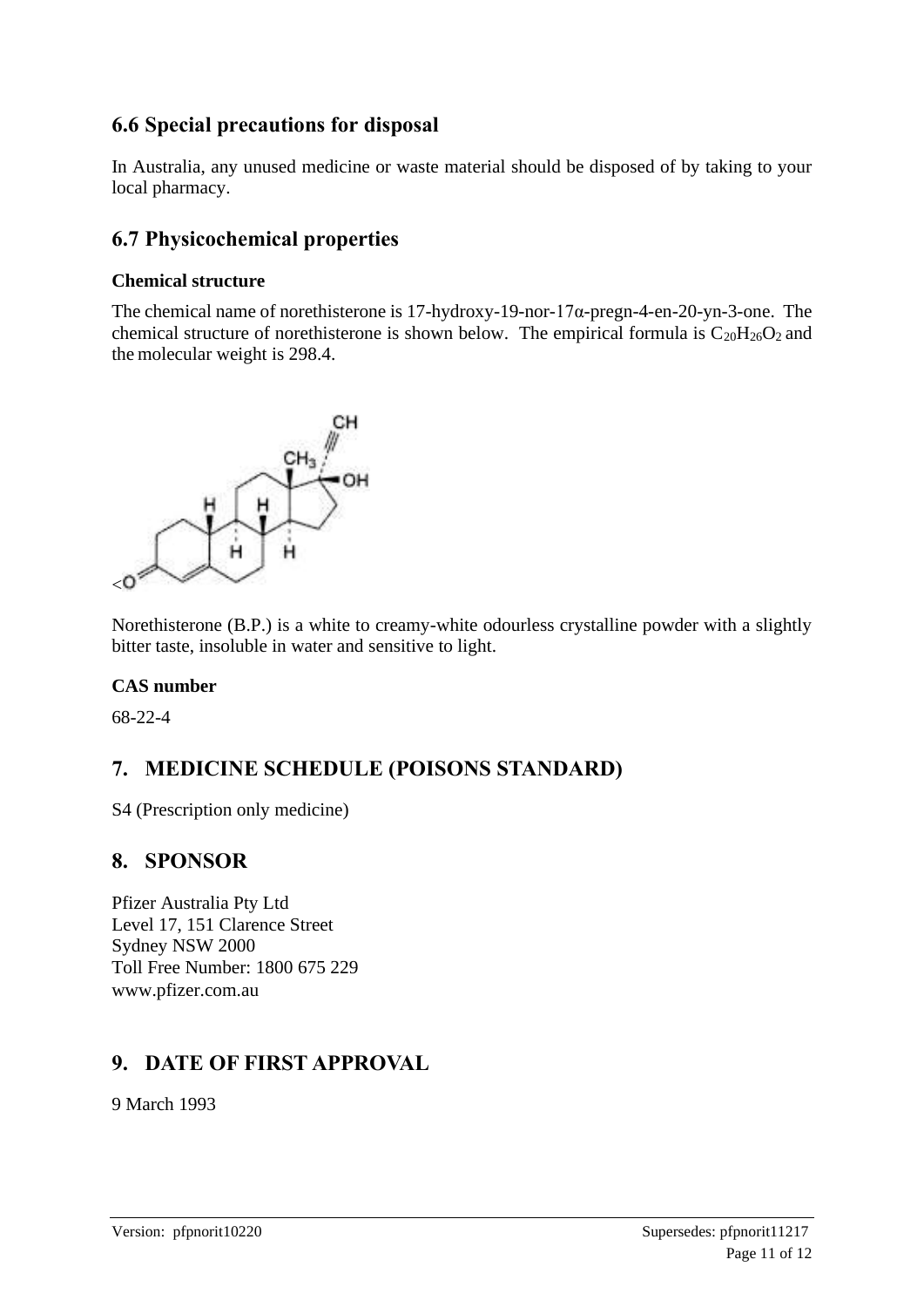## 6.6 Special precautions for disposal

In Australia, any unused medicine or waste material should be disposed of by taking to your local pharmacy.

## 6.7 Physicochemical properties

### Chemical structure

The chemical name of norethisterone is 17-hydroxy-19-nor-17α-pregn-4-en-20-yn-3-one. The chemical structure of norethisterone is shown below. The empirical formula is $C_{20}H_{26}O_2$ and the molecular weight is 298.4.

Norethisterone (B.P.) is a white to creamy-white odourless crystalline powder with a slightly bitter taste, insoluble in water and sensitive to light.

### CAS number

68-22-4

# 7. MEDICINE SCHEDULE (POISONS STANDARD)

S4 (Prescription only medicine)

# 8. SPONSOR

Pfizer Australia Pty Ltd
Level 17, 151 Clarence Street
Sydney NSW 2000
Toll Free Number: 1800 675 229
www.pfizer.com.au

# 9. DATE OF FIRST APPROVAL

9 March 1993

Version: pfpnorit10220 Supersedes: pfpnorit11217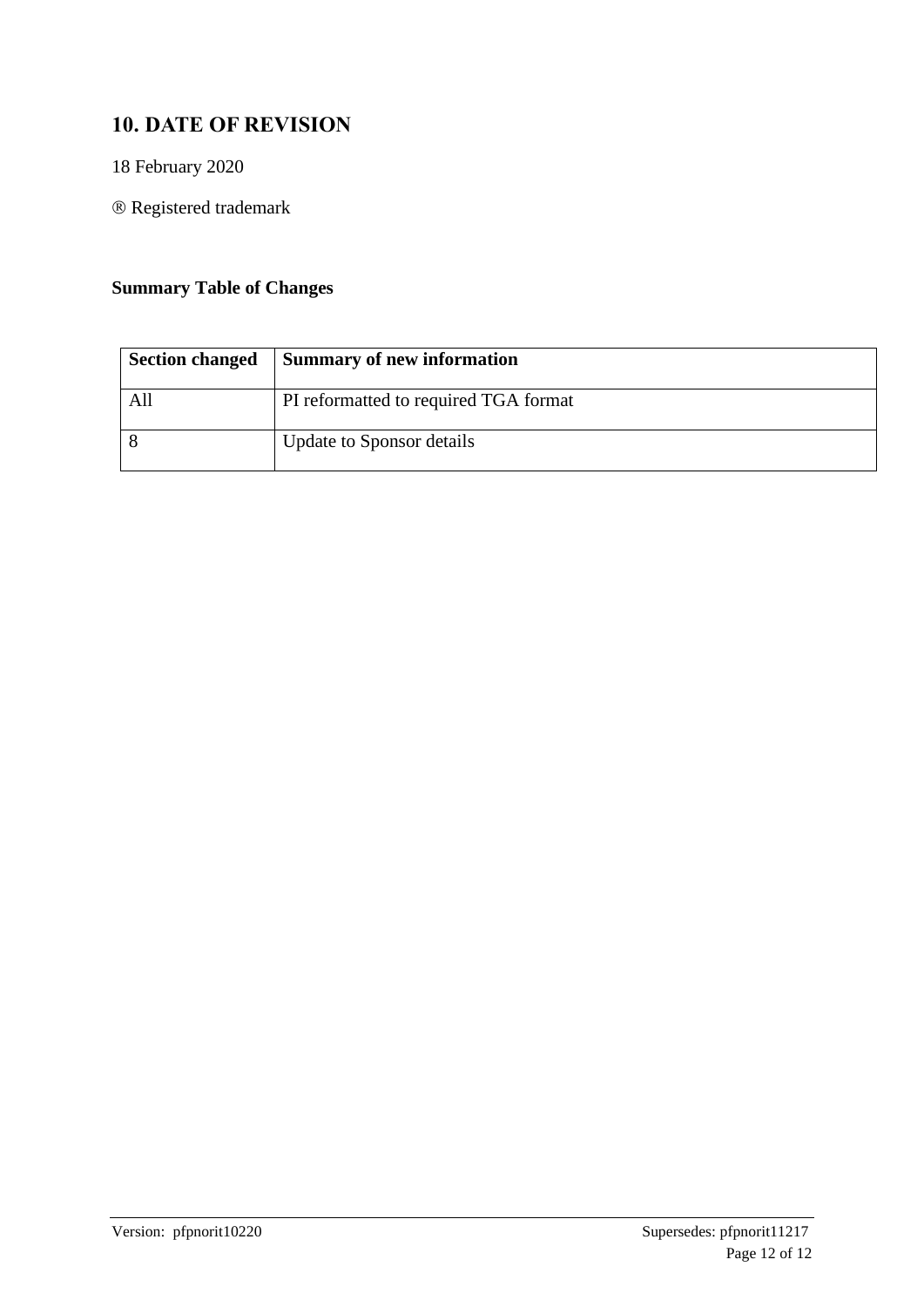## 10. DATE OF REVISION

18 February 2020

® Registered trademark

**Summary Table of Changes**

| Section changed | Summary of new information |
|---|---|
| All | PI reformatted to required TGA format |
| 8 | Update to Sponsor details |

Version: pfpnorit10220 Supersedes: pfpnorit11217